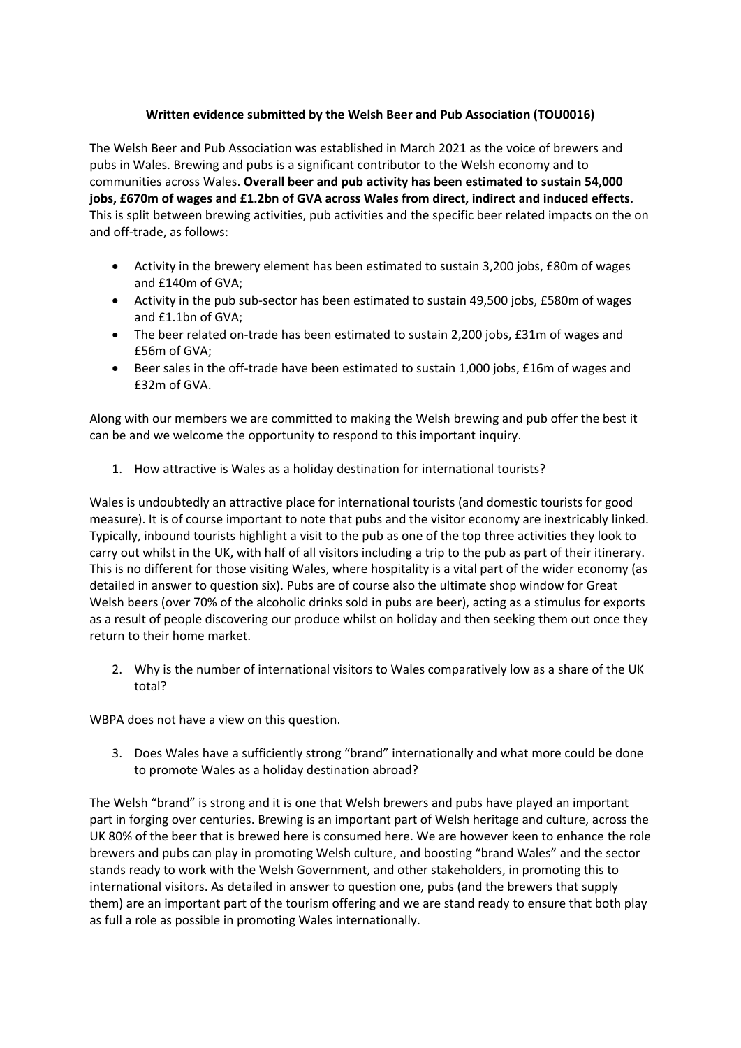**Written evidence submitted by the Welsh Beer and Pub Association (TOU0016)**

The Welsh Beer and Pub Association was established in March 2021 as the voice of brewers and pubs in Wales. Brewing and pubs is a significant contributor to the Welsh economy and to communities across Wales. **Overall beer and pub activity has been estimated to sustain 54,000 jobs, £670m of wages and £1.2bn of GVA across Wales from direct, indirect and induced effects.** This is split between brewing activities, pub activities and the specific beer related impacts on the on and off-trade, as follows:

- Activity in the brewery element has been estimated to sustain 3,200 jobs, £80m of wages and £140m of GVA;
- Activity in the pub sub-sector has been estimated to sustain 49,500 jobs, £580m of wages and £1.1bn of GVA;
- The beer related on-trade has been estimated to sustain 2,200 jobs, £31m of wages and £56m of GVA;
- Beer sales in the off-trade have been estimated to sustain 1,000 jobs, £16m of wages and £32m of GVA.

Along with our members we are committed to making the Welsh brewing and pub offer the best it can be and we welcome the opportunity to respond to this important inquiry.

1. How attractive is Wales as a holiday destination for international tourists?

Wales is undoubtedly an attractive place for international tourists (and domestic tourists for good measure). It is of course important to note that pubs and the visitor economy are inextricably linked. Typically, inbound tourists highlight a visit to the pub as one of the top three activities they look to carry out whilst in the UK, with half of all visitors including a trip to the pub as part of their itinerary. This is no different for those visiting Wales, where hospitality is a vital part of the wider economy (as detailed in answer to question six). Pubs are of course also the ultimate shop window for Great Welsh beers (over 70% of the alcoholic drinks sold in pubs are beer), acting as a stimulus for exports as a result of people discovering our produce whilst on holiday and then seeking them out once they return to their home market.

2. Why is the number of international visitors to Wales comparatively low as a share of the UK total?

WBPA does not have a view on this question.

3. Does Wales have a sufficiently strong "brand" internationally and what more could be done to promote Wales as a holiday destination abroad?

The Welsh "brand" is strong and it is one that Welsh brewers and pubs have played an important part in forging over centuries. Brewing is an important part of Welsh heritage and culture, across the UK 80% of the beer that is brewed here is consumed here. We are however keen to enhance the role brewers and pubs can play in promoting Welsh culture, and boosting "brand Wales" and the sector stands ready to work with the Welsh Government, and other stakeholders, in promoting this to international visitors. As detailed in answer to question one, pubs (and the brewers that supply them) are an important part of the tourism offering and we are stand ready to ensure that both play as full a role as possible in promoting Wales internationally.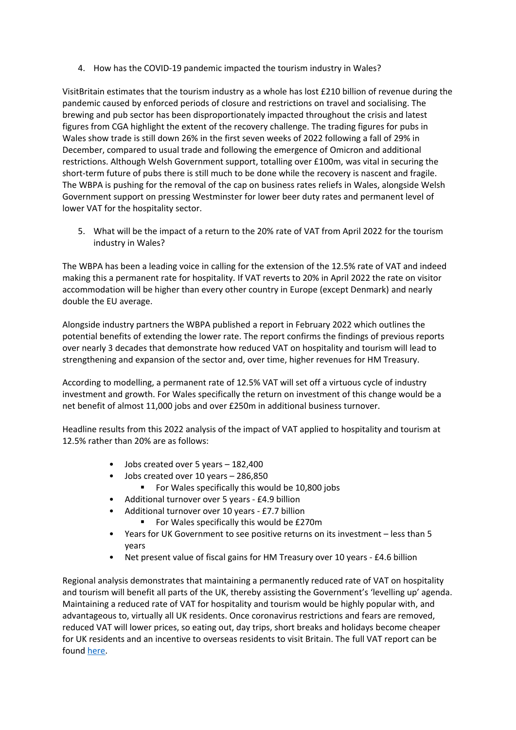4. How has the COVID-19 pandemic impacted the tourism industry in Wales?

VisitBritain estimates that the tourism industry as a whole has lost £210 billion of revenue during the pandemic caused by enforced periods of closure and restrictions on travel and socialising. The brewing and pub sector has been disproportionately impacted throughout the crisis and latest figures from CGA highlight the extent of the recovery challenge. The trading figures for pubs in Wales show trade is still down 26% in the first seven weeks of 2022 following a fall of 29% in December, compared to usual trade and following the emergence of Omicron and additional restrictions. Although Welsh Government support, totalling over £100m, was vital in securing the short-term future of pubs there is still much to be done while the recovery is nascent and fragile. The WBPA is pushing for the removal of the cap on business rates reliefs in Wales, alongside Welsh Government support on pressing Westminster for lower beer duty rates and permanent level of lower VAT for the hospitality sector.

5. What will be the impact of a return to the 20% rate of VAT from April 2022 for the tourism industry in Wales?

The WBPA has been a leading voice in calling for the extension of the 12.5% rate of VAT and indeed making this a permanent rate for hospitality. If VAT reverts to 20% in April 2022 the rate on visitor accommodation will be higher than every other country in Europe (except Denmark) and nearly double the EU average.

Alongside industry partners the WBPA published a report in February 2022 which outlines the potential benefits of extending the lower rate. The report confirms the findings of previous reports over nearly 3 decades that demonstrate how reduced VAT on hospitality and tourism will lead to strengthening and expansion of the sector and, over time, higher revenues for HM Treasury.

According to modelling, a permanent rate of 12.5% VAT will set off a virtuous cycle of industry investment and growth. For Wales specifically the return on investment of this change would be a net benefit of almost 11,000 jobs and over £250m in additional business turnover.

Headline results from this 2022 analysis of the impact of VAT applied to hospitality and tourism at 12.5% rather than 20% are as follows:

- Jobs created over 5 years – 182,400
- Jobs created over 10 years – 286,850
  - For Wales specifically this would be 10,800 jobs
- Additional turnover over 5 years - £4.9 billion
- Additional turnover over 10 years - £7.7 billion
  - For Wales specifically this would be £270m
- Years for UK Government to see positive returns on its investment – less than 5 years
- Net present value of fiscal gains for HM Treasury over 10 years - £4.6 billion

Regional analysis demonstrates that maintaining a permanently reduced rate of VAT on hospitality and tourism will benefit all parts of the UK, thereby assisting the Government's 'levelling up' agenda. Maintaining a reduced rate of VAT for hospitality and tourism would be highly popular with, and advantageous to, virtually all UK residents. Once coronavirus restrictions and fears are removed, reduced VAT will lower prices, so eating out, day trips, short breaks and holidays become cheaper for UK residents and an incentive to overseas residents to visit Britain. The full VAT report can be found here.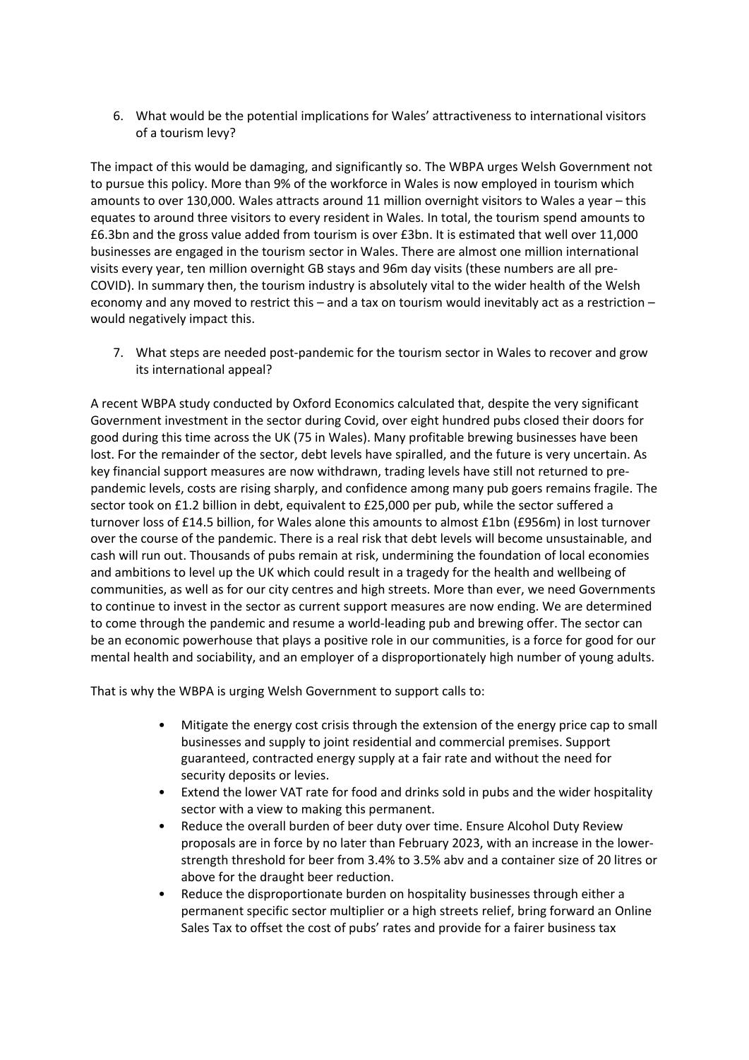6. What would be the potential implications for Wales' attractiveness to international visitors of a tourism levy?

The impact of this would be damaging, and significantly so. The WBPA urges Welsh Government not to pursue this policy. More than 9% of the workforce in Wales is now employed in tourism which amounts to over 130,000. Wales attracts around 11 million overnight visitors to Wales a year – this equates to around three visitors to every resident in Wales. In total, the tourism spend amounts to £6.3bn and the gross value added from tourism is over £3bn. It is estimated that well over 11,000 businesses are engaged in the tourism sector in Wales. There are almost one million international visits every year, ten million overnight GB stays and 96m day visits (these numbers are all pre-COVID). In summary then, the tourism industry is absolutely vital to the wider health of the Welsh economy and any moved to restrict this – and a tax on tourism would inevitably act as a restriction – would negatively impact this.

7. What steps are needed post-pandemic for the tourism sector in Wales to recover and grow its international appeal?

A recent WBPA study conducted by Oxford Economics calculated that, despite the very significant Government investment in the sector during Covid, over eight hundred pubs closed their doors for good during this time across the UK (75 in Wales). Many profitable brewing businesses have been lost. For the remainder of the sector, debt levels have spiralled, and the future is very uncertain. As key financial support measures are now withdrawn, trading levels have still not returned to pre-pandemic levels, costs are rising sharply, and confidence among many pub goers remains fragile. The sector took on £1.2 billion in debt, equivalent to £25,000 per pub, while the sector suffered a turnover loss of £14.5 billion, for Wales alone this amounts to almost £1bn (£956m) in lost turnover over the course of the pandemic. There is a real risk that debt levels will become unsustainable, and cash will run out. Thousands of pubs remain at risk, undermining the foundation of local economies and ambitions to level up the UK which could result in a tragedy for the health and wellbeing of communities, as well as for our city centres and high streets. More than ever, we need Governments to continue to invest in the sector as current support measures are now ending. We are determined to come through the pandemic and resume a world-leading pub and brewing offer. The sector can be an economic powerhouse that plays a positive role in our communities, is a force for good for our mental health and sociability, and an employer of a disproportionately high number of young adults.

That is why the WBPA is urging Welsh Government to support calls to:

- Mitigate the energy cost crisis through the extension of the energy price cap to small businesses and supply to joint residential and commercial premises. Support guaranteed, contracted energy supply at a fair rate and without the need for security deposits or levies.
- Extend the lower VAT rate for food and drinks sold in pubs and the wider hospitality sector with a view to making this permanent.
- Reduce the overall burden of beer duty over time. Ensure Alcohol Duty Review proposals are in force by no later than February 2023, with an increase in the lower-strength threshold for beer from 3.4% to 3.5% abv and a container size of 20 litres or above for the draught beer reduction.
- Reduce the disproportionate burden on hospitality businesses through either a permanent specific sector multiplier or a high streets relief, bring forward an Online Sales Tax to offset the cost of pubs' rates and provide for a fairer business tax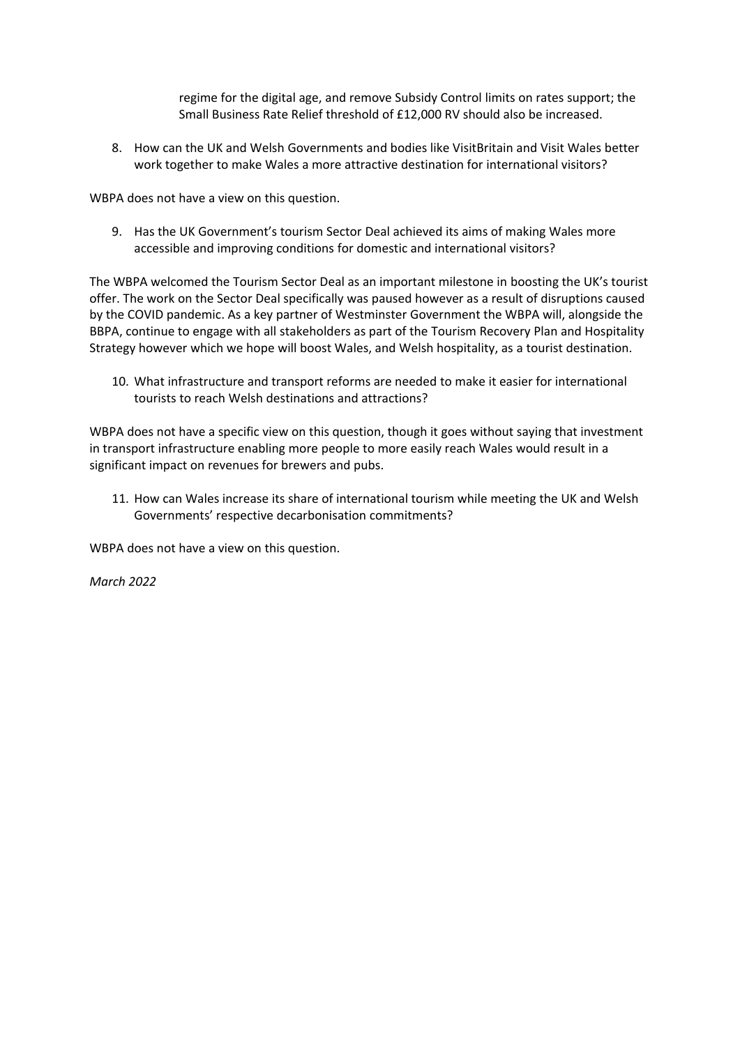regime for the digital age, and remove Subsidy Control limits on rates support; the Small Business Rate Relief threshold of £12,000 RV should also be increased.

8. How can the UK and Welsh Governments and bodies like VisitBritain and Visit Wales better work together to make Wales a more attractive destination for international visitors?

WBPA does not have a view on this question.

9. Has the UK Government's tourism Sector Deal achieved its aims of making Wales more accessible and improving conditions for domestic and international visitors?

The WBPA welcomed the Tourism Sector Deal as an important milestone in boosting the UK's tourist offer. The work on the Sector Deal specifically was paused however as a result of disruptions caused by the COVID pandemic. As a key partner of Westminster Government the WBPA will, alongside the BBPA, continue to engage with all stakeholders as part of the Tourism Recovery Plan and Hospitality Strategy however which we hope will boost Wales, and Welsh hospitality, as a tourist destination.

10. What infrastructure and transport reforms are needed to make it easier for international tourists to reach Welsh destinations and attractions?

WBPA does not have a specific view on this question, though it goes without saying that investment in transport infrastructure enabling more people to more easily reach Wales would result in a significant impact on revenues for brewers and pubs.

11. How can Wales increase its share of international tourism while meeting the UK and Welsh Governments' respective decarbonisation commitments?

WBPA does not have a view on this question.

*March 2022*